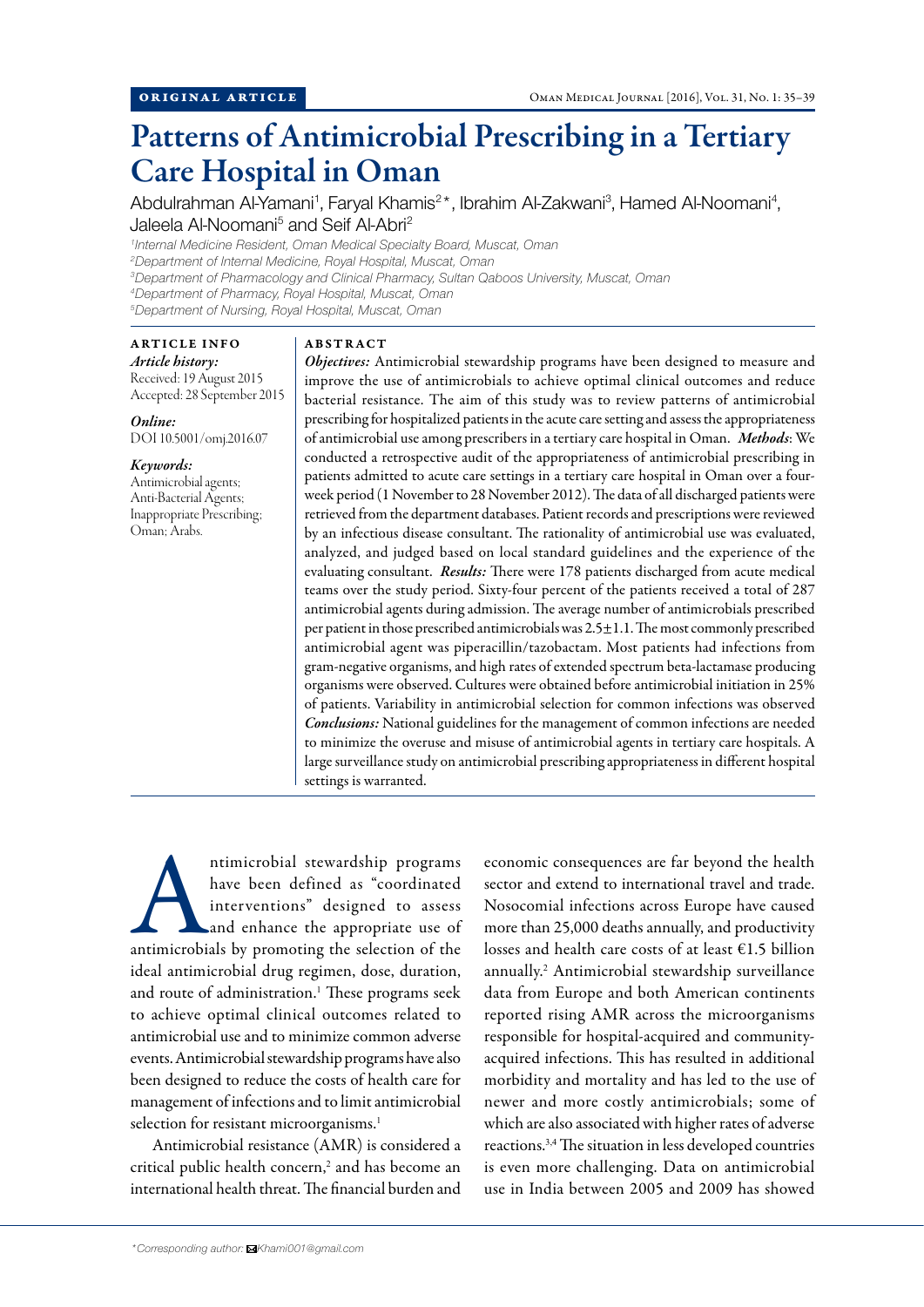ORIGINAL ARTICLE

# Patterns of Antimicrobial Prescribing in a Tertiary Care Hospital in Oman

Abdulrahman Al-Yamani[1], Faryal Khamis[2]*, Ibrahim Al-Zakwani[3], Hamed Al-Noomani[4], Jaleela Al-Noomani[5] and Seif Al-Abri[2]

[1]*Internal Medicine Resident, Oman Medical Specialty Board, Muscat, Oman*
[2]*Department of Internal Medicine, Royal Hospital, Muscat, Oman*
[3]*Department of Pharmacology and Clinical Pharmacy, Sultan Qaboos University, Muscat, Oman*
[4]*Department of Pharmacy, Royal Hospital, Muscat, Oman*
[5]*Department of Nursing, Royal Hospital, Muscat, Oman*

## ARTICLE INFO

*Article history:*
Received: 19 August 2015
Accepted: 28 September 2015

*Online:*
DOI 10.5001/omj.2016.07

*Keywords:*
Antimicrobial agents; Anti-Bacterial Agents; Inappropriate Prescribing; Oman; Arabs.

## ABSTRACT

***Objectives:*** Antimicrobial stewardship programs have been designed to measure and improve the use of antimicrobials to achieve optimal clinical outcomes and reduce bacterial resistance. The aim of this study was to review patterns of antimicrobial prescribing for hospitalized patients in the acute care setting and assess the appropriateness of antimicrobial use among prescribers in a tertiary care hospital in Oman. ***Methods***: We conducted a retrospective audit of the appropriateness of antimicrobial prescribing in patients admitted to acute care settings in a tertiary care hospital in Oman over a four-week period (1 November to 28 November 2012). The data of all discharged patients were retrieved from the department databases. Patient records and prescriptions were reviewed by an infectious disease consultant. The rationality of antimicrobial use was evaluated, analyzed, and judged based on local standard guidelines and the experience of the evaluating consultant. ***Results:*** There were 178 patients discharged from acute medical teams over the study period. Sixty-four percent of the patients received a total of 287 antimicrobial agents during admission. The average number of antimicrobials prescribed per patient in those prescribed antimicrobials was 2.5±1.1. The most commonly prescribed antimicrobial agent was piperacillin/tazobactam. Most patients had infections from gram-negative organisms, and high rates of extended spectrum beta-lactamase producing organisms were observed. Cultures were obtained before antimicrobial initiation in 25% of patients. Variability in antimicrobial selection for common infections was observed ***Conclusions:*** National guidelines for the management of common infections are needed to minimize the overuse and misuse of antimicrobial agents in tertiary care hospitals. A large surveillance study on antimicrobial prescribing appropriateness in different hospital settings is warranted.

Antimicrobial stewardship programs have been defined as "coordinated interventions" designed to assess and enhance the appropriate use of antimicrobials by promoting the selection of the ideal antimicrobial drug regimen, dose, duration, and route of administration.[1] These programs seek to achieve optimal clinical outcomes related to antimicrobial use and to minimize common adverse events. Antimicrobial stewardship programs have also been designed to reduce the costs of health care for management of infections and to limit antimicrobial selection for resistant microorganisms.[1]

Antimicrobial resistance (AMR) is considered a critical public health concern,[2] and has become an international health threat. The financial burden and economic consequences are far beyond the health sector and extend to international travel and trade. Nosocomial infections across Europe have caused more than 25,000 deaths annually, and productivity losses and health care costs of at least €1.5 billion annually.[2] Antimicrobial stewardship surveillance data from Europe and both American continents reported rising AMR across the microorganisms responsible for hospital-acquired and community-acquired infections. This has resulted in additional morbidity and mortality and has led to the use of newer and more costly antimicrobials; some of which are also associated with higher rates of adverse reactions.[3,4] The situation in less developed countries is even more challenging. Data on antimicrobial use in India between 2005 and 2009 has showed

*Corresponding author: Khami001@gmail.com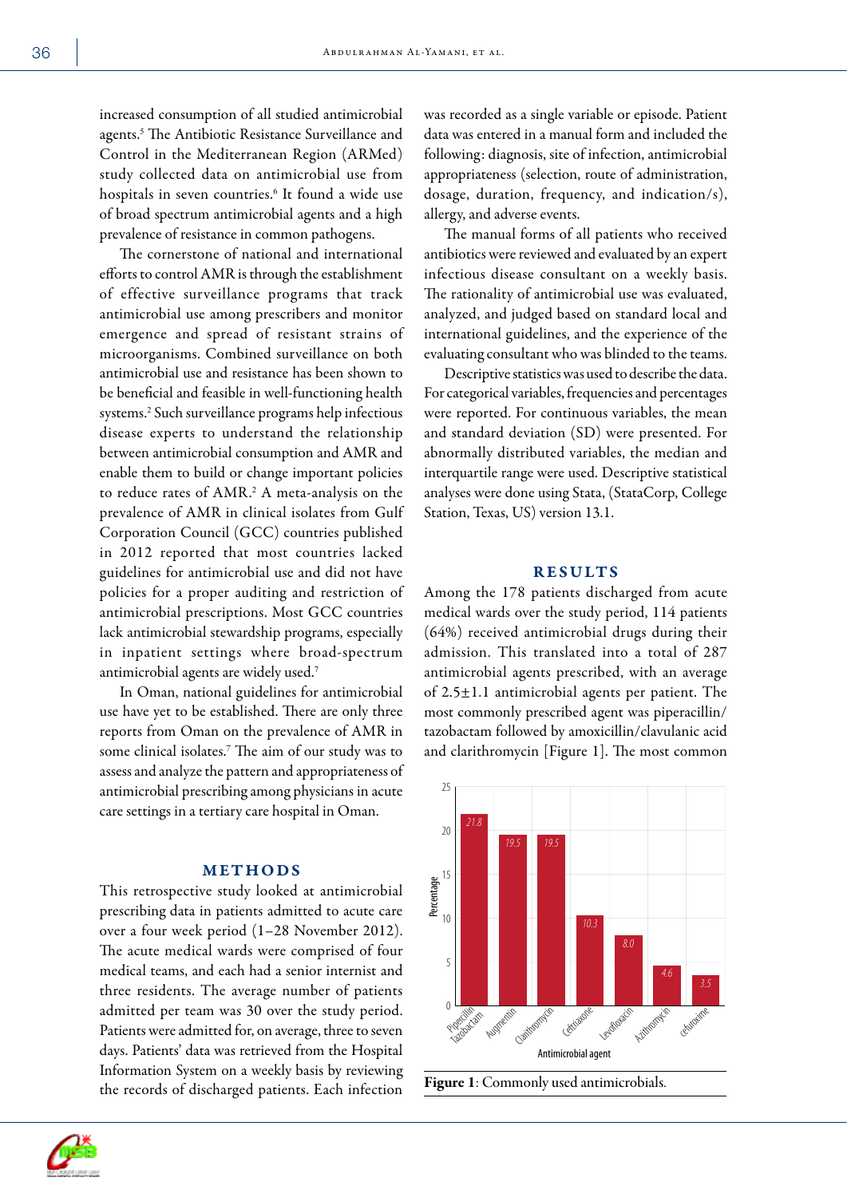increased consumption of all studied antimicrobial agents.[5] The Antibiotic Resistance Surveillance and Control in the Mediterranean Region (ARMed) study collected data on antimicrobial use from hospitals in seven countries.[6] It found a wide use of broad spectrum antimicrobial agents and a high prevalence of resistance in common pathogens.

The cornerstone of national and international efforts to control AMR is through the establishment of effective surveillance programs that track antimicrobial use among prescribers and monitor emergence and spread of resistant strains of microorganisms. Combined surveillance on both antimicrobial use and resistance has been shown to be beneficial and feasible in well-functioning health systems.[2] Such surveillance programs help infectious disease experts to understand the relationship between antimicrobial consumption and AMR and enable them to build or change important policies to reduce rates of AMR.[2] A meta-analysis on the prevalence of AMR in clinical isolates from Gulf Corporation Council (GCC) countries published in 2012 reported that most countries lacked guidelines for antimicrobial use and did not have policies for a proper auditing and restriction of antimicrobial prescriptions. Most GCC countries lack antimicrobial stewardship programs, especially in inpatient settings where broad-spectrum antimicrobial agents are widely used.[7]

In Oman, national guidelines for antimicrobial use have yet to be established. There are only three reports from Oman on the prevalence of AMR in some clinical isolates.[7] The aim of our study was to assess and analyze the pattern and appropriateness of antimicrobial prescribing among physicians in acute care settings in a tertiary care hospital in Oman.

## METHODS

This retrospective study looked at antimicrobial prescribing data in patients admitted to acute care over a four week period (1–28 November 2012). The acute medical wards were comprised of four medical teams, and each had a senior internist and three residents. The average number of patients admitted per team was 30 over the study period. Patients were admitted for, on average, three to seven days. Patients' data was retrieved from the Hospital Information System on a weekly basis by reviewing the records of discharged patients. Each infection was recorded as a single variable or episode. Patient data was entered in a manual form and included the following: diagnosis, site of infection, antimicrobial appropriateness (selection, route of administration, dosage, duration, frequency, and indication/s), allergy, and adverse events.

The manual forms of all patients who received antibiotics were reviewed and evaluated by an expert infectious disease consultant on a weekly basis. The rationality of antimicrobial use was evaluated, analyzed, and judged based on standard local and international guidelines, and the experience of the evaluating consultant who was blinded to the teams.

Descriptive statistics was used to describe the data. For categorical variables, frequencies and percentages were reported. For continuous variables, the mean and standard deviation (SD) were presented. For abnormally distributed variables, the median and interquartile range were used. Descriptive statistical analyses were done using Stata, (StataCorp, College Station, Texas, US) version 13.1.

## RESULTS

Among the 178 patients discharged from acute medical wards over the study period, 114 patients (64%) received antimicrobial drugs during their admission. This translated into a total of 287 antimicrobial agents prescribed, with an average of 2.5±1.1 antimicrobial agents per patient. The most commonly prescribed agent was piperacillin/tazobactam followed by amoxicillin/clavulanic acid and clarithromycin [Figure 1]. The most common

| Antimicrobial agent | Percentage |
|---|---|
| Pipercillin Tazobactam | 21.8 |
| Augmentin | 19.5 |
| Clarithromycin | 19.5 |
| Ceftriaxone | 10.3 |
| Levofloxacin | 8.0 |
| Azithromycin | 4.6 |
| cefuroxime | 3.5 |

**Figure 1**: Commonly used antimicrobials.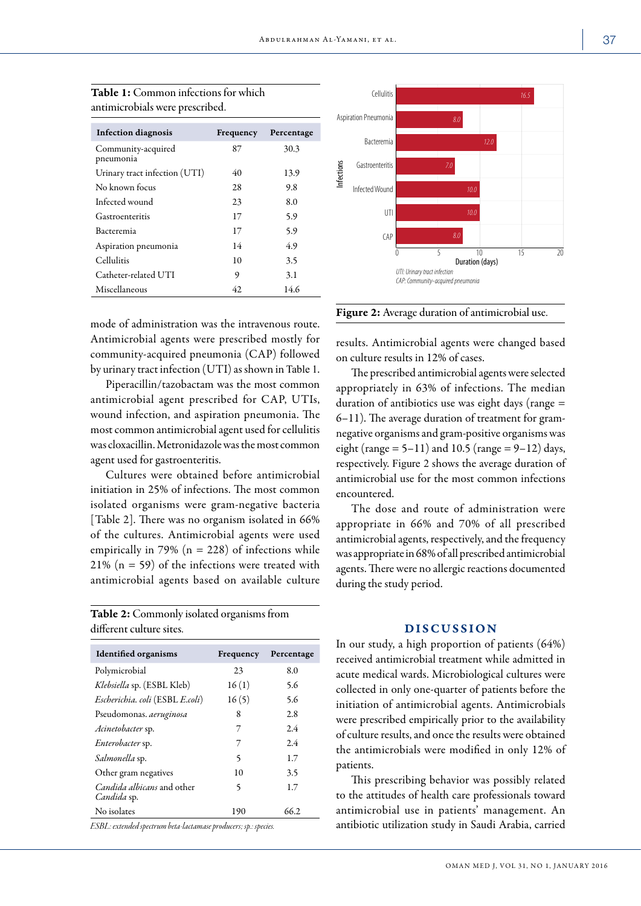**Table 1:** Common infections for which antimicrobials were prescribed.

| Infection diagnosis | Frequency | Percentage |
|---|---|---|
| Community-acquired pneumonia | 87 | 30.3 |
| Urinary tract infection (UTI) | 40 | 13.9 |
| No known focus | 28 | 9.8 |
| Infected wound | 23 | 8.0 |
| Gastroenteritis | 17 | 5.9 |
| Bacteremia | 17 | 5.9 |
| Aspiration pneumonia | 14 | 4.9 |
| Cellulitis | 10 | 3.5 |
| Catheter-related UTI | 9 | 3.1 |
| Miscellaneous | 42 | 14.6 |

mode of administration was the intravenous route. Antimicrobial agents were prescribed mostly for community-acquired pneumonia (CAP) followed by urinary tract infection (UTI) as shown in Table 1.

Piperacillin/tazobactam was the most common antimicrobial agent prescribed for CAP, UTIs, wound infection, and aspiration pneumonia. The most common antimicrobial agent used for cellulitis was cloxacillin. Metronidazole was the most common agent used for gastroenteritis.

Cultures were obtained before antimicrobial initiation in 25% of infections. The most common isolated organisms were gram-negative bacteria [Table 2]. There was no organism isolated in 66% of the cultures. Antimicrobial agents were used empirically in 79% (n = 228) of infections while 21% (n = 59) of the infections were treated with antimicrobial agents based on available culture results. Antimicrobial agents were changed based on culture results in 12% of cases.

**Table 2:** Commonly isolated organisms from different culture sites.

| Identified organisms | Frequency | Percentage |
|---|---|---|
| Polymicrobial | 23 | 8.0 |
| *Klebsiella* sp. (ESBL Kleb) | 16 (1) | 5.6 |
| *Escherichia. coli* (ESBL *E.coli*) | 16 (5) | 5.6 |
| Pseudomonas. *aeruginosa* | 8 | 2.8 |
| *Acinetobacter* sp. | 7 | 2.4 |
| *Enterobacter* sp. | 7 | 2.4 |
| *Salmonella* sp. | 5 | 1.7 |
| Other gram negatives | 10 | 3.5 |
| *Candida albicans* and other *Candida* sp. | 5 | 1.7 |
| No isolates | 190 | 66.2 |

*ESBL: extended spectrum beta-lactamase producers; sp.: species.*

| Infections | Duration (days) |
|---|---|
| Cellulitis | 16.5 |
| Aspiration Pneumonia | 8.0 |
| Bacteremia | 12.0 |
| Gastroenteritis | 7.0 |
| Infected Wound | 10.0 |
| UTI | 10.0 |
| CAP | 8.0 |

*UTI: Urinary tract infection*
*CAP: Community-acquired pneumonia*

**Figure 2:** Average duration of antimicrobial use.

The prescribed antimicrobial agents were selected appropriately in 63% of infections. The median duration of antibiotics use was eight days (range = 6–11). The average duration of treatment for gram-negative organisms and gram-positive organisms was eight (range = 5–11) and 10.5 (range = 9–12) days, respectively. Figure 2 shows the average duration of antimicrobial use for the most common infections encountered.

The dose and route of administration were appropriate in 66% and 70% of all prescribed antimicrobial agents, respectively, and the frequency was appropriate in 68% of all prescribed antimicrobial agents. There were no allergic reactions documented during the study period.

## DISCUSSION

In our study, a high proportion of patients (64%) received antimicrobial treatment while admitted in acute medical wards. Microbiological cultures were collected in only one-quarter of patients before the initiation of antimicrobial agents. Antimicrobials were prescribed empirically prior to the availability of culture results, and once the results were obtained the antimicrobials were modified in only 12% of patients.

This prescribing behavior was possibly related to the attitudes of health care professionals toward antimicrobial use in patients' management. An antibiotic utilization study in Saudi Arabia, carried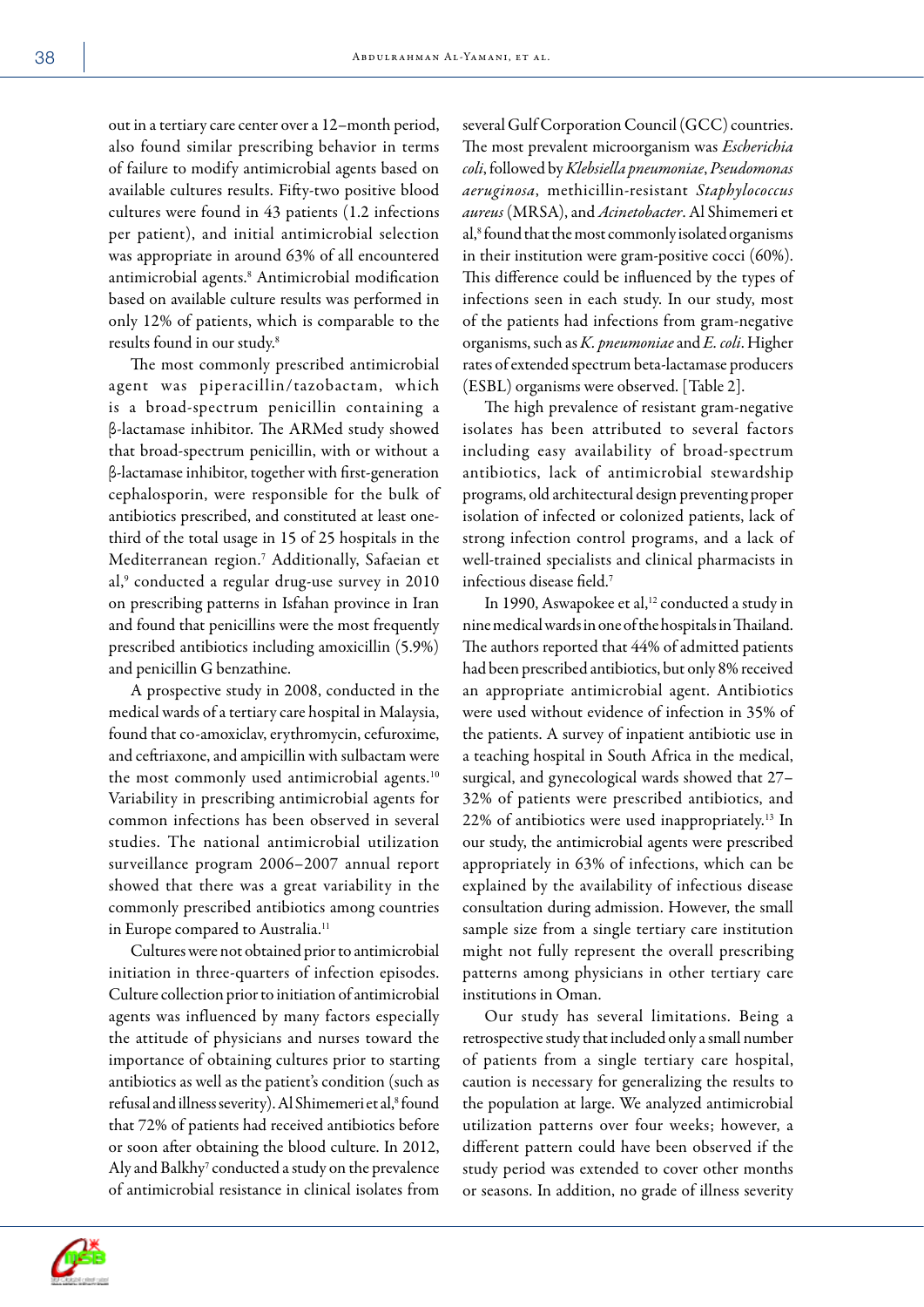out in a tertiary care center over a 12–month period, also found similar prescribing behavior in terms of failure to modify antimicrobial agents based on available cultures results. Fifty-two positive blood cultures were found in 43 patients (1.2 infections per patient), and initial antimicrobial selection was appropriate in around 63% of all encountered antimicrobial agents.[8] Antimicrobial modification based on available culture results was performed in only 12% of patients, which is comparable to the results found in our study.[8]

The most commonly prescribed antimicrobial agent was piperacillin/tazobactam, which is a broad-spectrum penicillin containing a β-lactamase inhibitor. The ARMed study showed that broad-spectrum penicillin, with or without a β-lactamase inhibitor, together with first-generation cephalosporin, were responsible for the bulk of antibiotics prescribed, and constituted at least one-third of the total usage in 15 of 25 hospitals in the Mediterranean region.[7] Additionally, Safaeian et al,[9] conducted a regular drug-use survey in 2010 on prescribing patterns in Isfahan province in Iran and found that penicillins were the most frequently prescribed antibiotics including amoxicillin (5.9%) and penicillin G benzathine.

A prospective study in 2008, conducted in the medical wards of a tertiary care hospital in Malaysia, found that co-amoxiclav, erythromycin, cefuroxime, and ceftriaxone, and ampicillin with sulbactam were the most commonly used antimicrobial agents.[10] Variability in prescribing antimicrobial agents for common infections has been observed in several studies. The national antimicrobial utilization surveillance program 2006–2007 annual report showed that there was a great variability in the commonly prescribed antibiotics among countries in Europe compared to Australia.[11]

Cultures were not obtained prior to antimicrobial initiation in three-quarters of infection episodes. Culture collection prior to initiation of antimicrobial agents was influenced by many factors especially the attitude of physicians and nurses toward the importance of obtaining cultures prior to starting antibiotics as well as the patient's condition (such as refusal and illness severity). Al Shimemeri et al,[8] found that 72% of patients had received antibiotics before or soon after obtaining the blood culture. In 2012, Aly and Balkhy[7] conducted a study on the prevalence of antimicrobial resistance in clinical isolates from several Gulf Corporation Council (GCC) countries. The most prevalent microorganism was *Escherichia coli*, followed by *Klebsiella pneumoniae*, *Pseudomonas aeruginosa*, methicillin-resistant *Staphylococcus aureus* (MRSA), and *Acinetobacter*. Al Shimemeri et al,[8] found that the most commonly isolated organisms in their institution were gram-positive cocci (60%). This difference could be influenced by the types of infections seen in each study. In our study, most of the patients had infections from gram-negative organisms, such as *K. pneumoniae* and *E. coli*. Higher rates of extended spectrum beta-lactamase producers (ESBL) organisms were observed. [Table 2].

The high prevalence of resistant gram-negative isolates has been attributed to several factors including easy availability of broad-spectrum antibiotics, lack of antimicrobial stewardship programs, old architectural design preventing proper isolation of infected or colonized patients, lack of strong infection control programs, and a lack of well-trained specialists and clinical pharmacists in infectious disease field.[7]

In 1990, Aswapokee et al,[12] conducted a study in nine medical wards in one of the hospitals in Thailand. The authors reported that 44% of admitted patients had been prescribed antibiotics, but only 8% received an appropriate antimicrobial agent. Antibiotics were used without evidence of infection in 35% of the patients. A survey of inpatient antibiotic use in a teaching hospital in South Africa in the medical, surgical, and gynecological wards showed that 27–32% of patients were prescribed antibiotics, and 22% of antibiotics were used inappropriately.[13] In our study, the antimicrobial agents were prescribed appropriately in 63% of infections, which can be explained by the availability of infectious disease consultation during admission. However, the small sample size from a single tertiary care institution might not fully represent the overall prescribing patterns among physicians in other tertiary care institutions in Oman.

Our study has several limitations. Being a retrospective study that included only a small number of patients from a single tertiary care hospital, caution is necessary for generalizing the results to the population at large. We analyzed antimicrobial utilization patterns over four weeks; however, a different pattern could have been observed if the study period was extended to cover other months or seasons. In addition, no grade of illness severity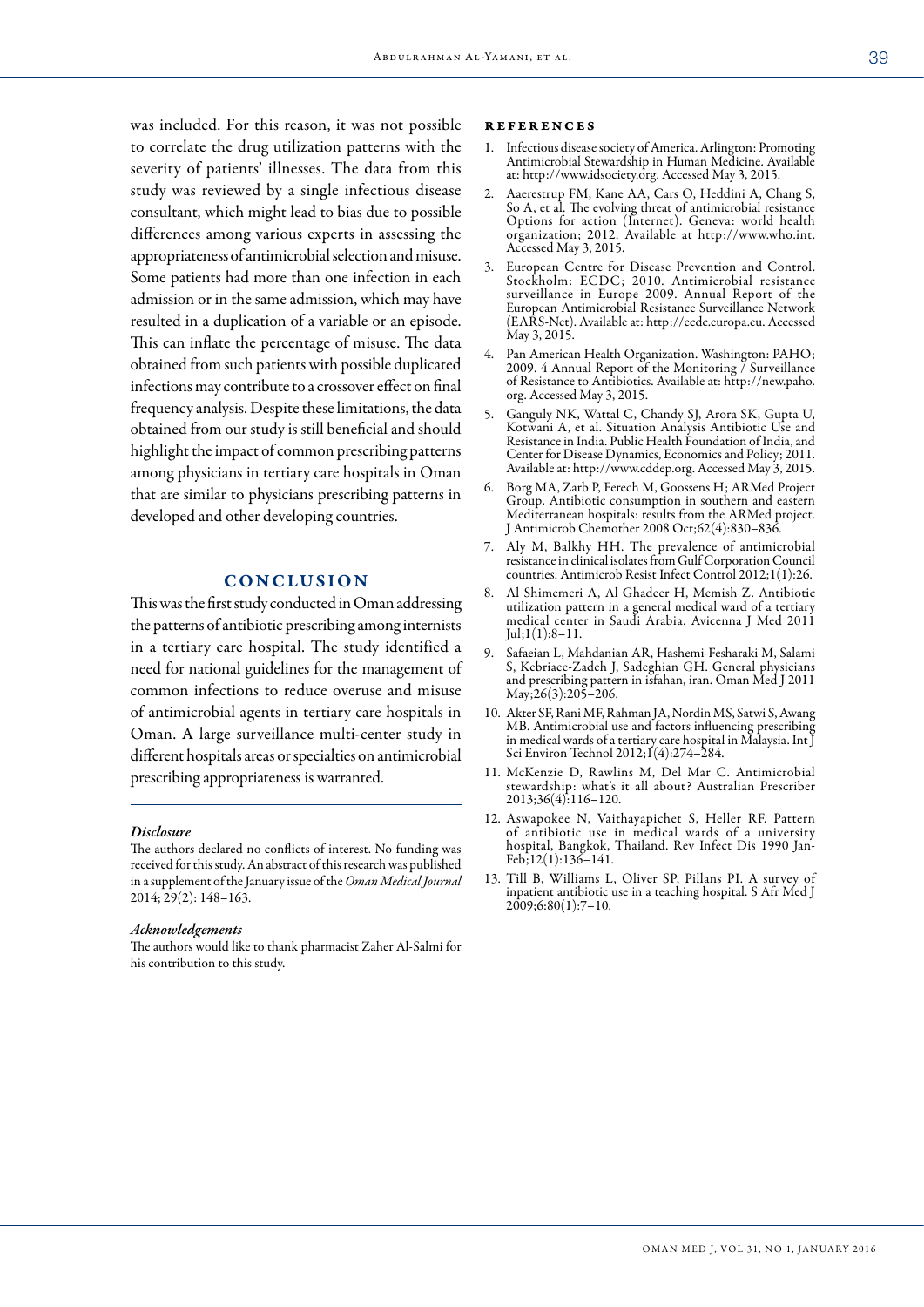was included. For this reason, it was not possible to correlate the drug utilization patterns with the severity of patients' illnesses. The data from this study was reviewed by a single infectious disease consultant, which might lead to bias due to possible differences among various experts in assessing the appropriateness of antimicrobial selection and misuse. Some patients had more than one infection in each admission or in the same admission, which may have resulted in a duplication of a variable or an episode. This can inflate the percentage of misuse. The data obtained from such patients with possible duplicated infections may contribute to a crossover effect on final frequency analysis. Despite these limitations, the data obtained from our study is still beneficial and should highlight the impact of common prescribing patterns among physicians in tertiary care hospitals in Oman that are similar to physicians prescribing patterns in developed and other developing countries.

## CONCLUSION

This was the first study conducted in Oman addressing the patterns of antibiotic prescribing among internists in a tertiary care hospital. The study identified a need for national guidelines for the management of common infections to reduce overuse and misuse of antimicrobial agents in tertiary care hospitals in Oman. A large surveillance multi-center study in different hospitals areas or specialties on antimicrobial prescribing appropriateness is warranted.

### *Disclosure*

The authors declared no conflicts of interest. No funding was received for this study. An abstract of this research was published in a supplement of the January issue of the *Oman Medical Journal* 2014; 29(2): 148–163.

### *Acknowledgements*

The authors would like to thank pharmacist Zaher Al-Salmi for his contribution to this study.

## REFERENCES

1. Infectious disease society of America. Arlington: Promoting Antimicrobial Stewardship in Human Medicine. Available at: http://www.idsociety.org. Accessed May 3, 2015.
2. Aaerestrup FM, Kane AA, Cars O, Heddini A, Chang S, So A, et al. The evolving threat of antimicrobial resistance Options for action (Internet). Geneva: world health organization; 2012. Available at http://www.who.int. Accessed May 3, 2015.
3. European Centre for Disease Prevention and Control. Stockholm: ECDC; 2010. Antimicrobial resistance surveillance in Europe 2009. Annual Report of the European Antimicrobial Resistance Surveillance Network (EARS-Net). Available at: http://ecdc.europa.eu. Accessed May 3, 2015.
4. Pan American Health Organization. Washington: PAHO; 2009. 4 Annual Report of the Monitoring / Surveillance of Resistance to Antibiotics. Available at: http://new.paho.org. Accessed May 3, 2015.
5. Ganguly NK, Wattal C, Chandy SJ, Arora SK, Gupta U, Kotwani A, et al. Situation Analysis Antibiotic Use and Resistance in India. Public Health Foundation of India, and Center for Disease Dynamics, Economics and Policy; 2011. Available at: http://www.cddep.org. Accessed May 3, 2015.
6. Borg MA, Zarb P, Ferech M, Goossens H; ARMed Project Group. Antibiotic consumption in southern and eastern Mediterranean hospitals: results from the ARMed project. J Antimicrob Chemother 2008 Oct;62(4):830–836.
7. Aly M, Balkhy HH. The prevalence of antimicrobial resistance in clinical isolates from Gulf Corporation Council countries. Antimicrob Resist Infect Control 2012;1(1):26.
8. Al Shimemeri A, Al Ghadeer H, Memish Z. Antibiotic utilization pattern in a general medical ward of a tertiary medical center in Saudi Arabia. Avicenna J Med 2011 Jul;1(1):8–11.
9. Safaeian L, Mahdanian AR, Hashemi-Fesharaki M, Salami S, Kebriaee-Zadeh J, Sadeghian GH. General physicians and prescribing pattern in isfahan, iran. Oman Med J 2011 May;26(3):205–206.
10. Akter SF, Rani MF, Rahman JA, Nordin MS, Satwi S, Awang MB. Antimicrobial use and factors influencing prescribing in medical wards of a tertiary care hospital in Malaysia. Int J Sci Environ Technol 2012;1(4):274–284.
11. McKenzie D, Rawlins M, Del Mar C. Antimicrobial stewardship: what's it all about? Australian Prescriber 2013;36(4):116–120.
12. Aswapokee N, Vaithayapichet S, Heller RF. Pattern of antibiotic use in medical wards of a university hospital, Bangkok, Thailand. Rev Infect Dis 1990 Jan-Feb;12(1):136–141.
13. Till B, Williams L, Oliver SP, Pillans PI. A survey of inpatient antibiotic use in a teaching hospital. S Afr Med J 2009;6:80(1):7–10.